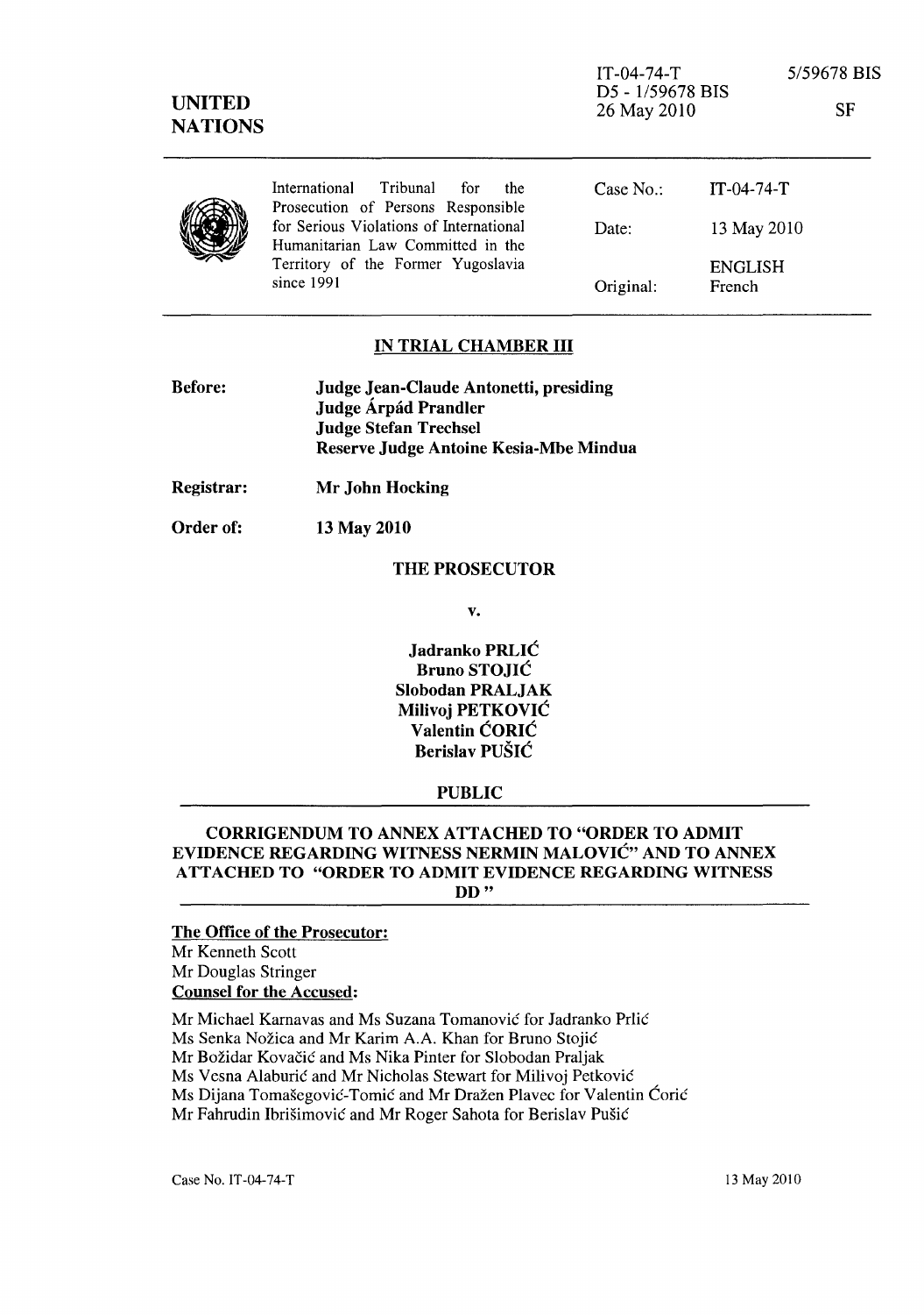IT-04-74-T
D5 - 1/59678 BIS
26 May 2010

5/59678 BIS

SF

UNITED NATIONS

International Tribunal for the Prosecution of Persons Responsible for Serious Violations of International Humanitarian Law Committed in the Territory of the Former Yugoslavia since 1991

| | |
|---|---|
| Case No.: | IT-04-74-T |
| Date: | 13 May 2010 |
| Original: | ENGLISH French |

## IN TRIAL CHAMBER III

**Before:** **Judge Jean-Claude Antonetti, presiding**
**Judge Árpád Prandler**
**Judge Stefan Trechsel**
**Reserve Judge Antoine Kesia-Mbe Mindua**

**Registrar:** **Mr John Hocking**

**Order of:** **13 May 2010**

**THE PROSECUTOR**

**v.**

**Jadranko PRLIĆ**
**Bruno STOJIĆ**
**Slobodan PRALJAK**
**Milivoj PETKOVIĆ**
**Valentin ĆORIĆ**
**Berislav PUŠIĆ**

**PUBLIC**

## CORRIGENDUM TO ANNEX ATTACHED TO "ORDER TO ADMIT EVIDENCE REGARDING WITNESS NERMIN MALOVIĆ" AND TO ANNEX ATTACHED TO "ORDER TO ADMIT EVIDENCE REGARDING WITNESS DD"

**The Office of the Prosecutor:**
Mr Kenneth Scott
Mr Douglas Stringer

**Counsel for the Accused:**

Mr Michael Karnavas and Ms Suzana Tomanović for Jadranko Prlić
Ms Senka Nožica and Mr Karim A.A. Khan for Bruno Stojić
Mr Božidar Kovačić and Ms Nika Pinter for Slobodan Praljak
Ms Vesna Alaburić and Mr Nicholas Stewart for Milivoj Petković
Ms Dijana Tomašegović-Tomić and Mr Dražen Plavec for Valentin Ćorić
Mr Fahrudin Ibrišimović and Mr Roger Sahota for Berislav Pušić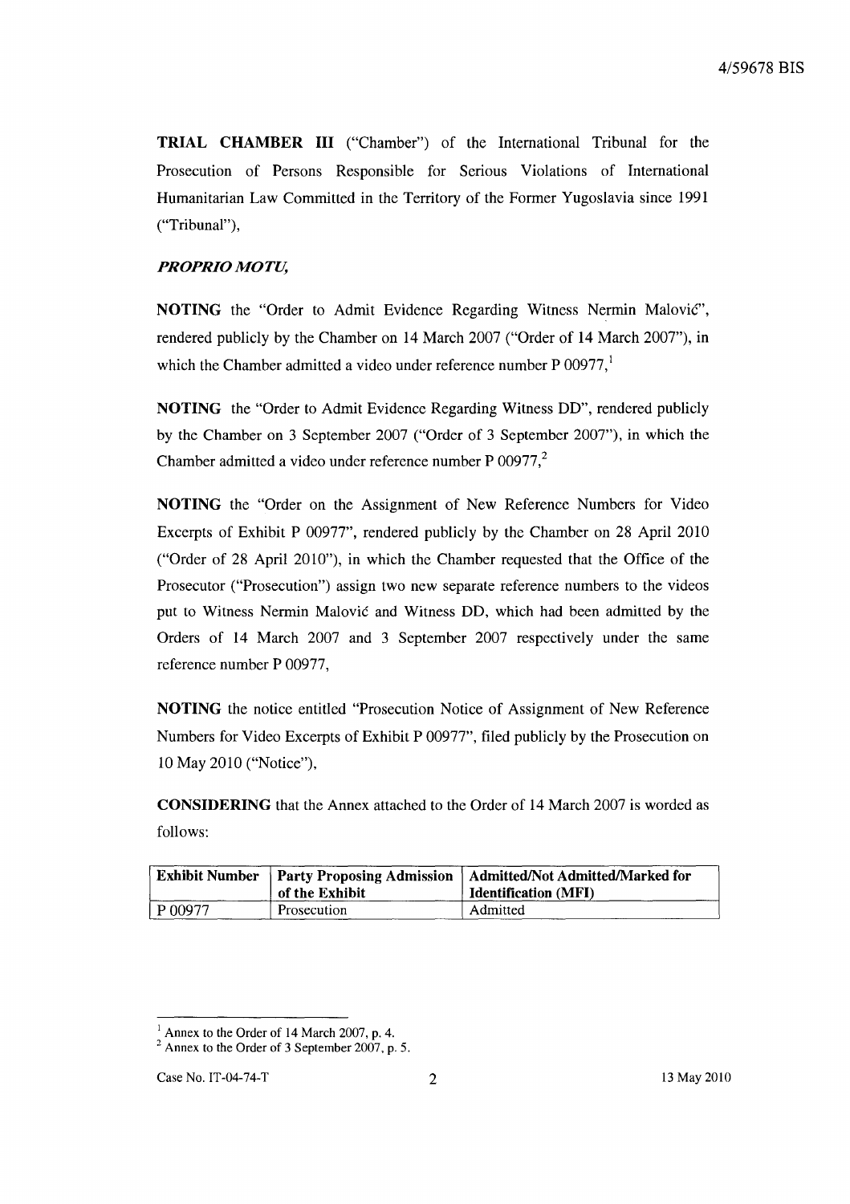**TRIAL CHAMBER III** ("Chamber") of the International Tribunal for the Prosecution of Persons Responsible for Serious Violations of International Humanitarian Law Committed in the Territory of the Former Yugoslavia since 1991 ("Tribunal"),

***PROPRIO MOTU,***

**NOTING** the "Order to Admit Evidence Regarding Witness Nermin Malović", rendered publicly by the Chamber on 14 March 2007 ("Order of 14 March 2007"), in which the Chamber admitted a video under reference number P 00977,[1]

**NOTING** the "Order to Admit Evidence Regarding Witness DD", rendered publicly by the Chamber on 3 September 2007 ("Order of 3 September 2007"), in which the Chamber admitted a video under reference number P 00977,[2]

**NOTING** the "Order on the Assignment of New Reference Numbers for Video Excerpts of Exhibit P 00977", rendered publicly by the Chamber on 28 April 2010 ("Order of 28 April 2010"), in which the Chamber requested that the Office of the Prosecutor ("Prosecution") assign two new separate reference numbers to the videos put to Witness Nermin Malović and Witness DD, which had been admitted by the Orders of 14 March 2007 and 3 September 2007 respectively under the same reference number P 00977,

**NOTING** the notice entitled "Prosecution Notice of Assignment of New Reference Numbers for Video Excerpts of Exhibit P 00977", filed publicly by the Prosecution on 10 May 2010 ("Notice"),

**CONSIDERING** that the Annex attached to the Order of 14 March 2007 is worded as follows:

| Exhibit Number | Party Proposing Admission of the Exhibit | Admitted/Not Admitted/Marked for Identification (MFI) |
|---|---|---|
| P 00977 | Prosecution | Admitted |

[1] Annex to the Order of 14 March 2007, p. 4.

[2] Annex to the Order of 3 September 2007, p. 5.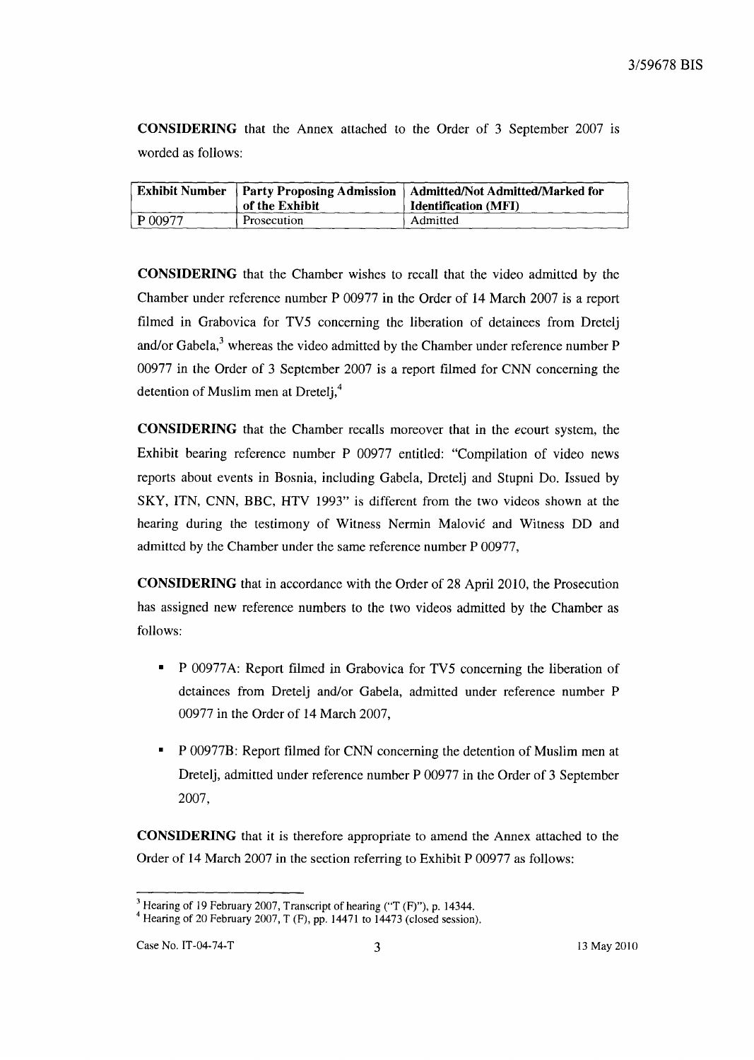**CONSIDERING** that the Annex attached to the Order of 3 September 2007 is worded as follows:

| Exhibit Number | Party Proposing Admission of the Exhibit | Admitted/Not Admitted/Marked for Identification (MFI) |
|---|---|---|
| P 00977 | Prosecution | Admitted |

**CONSIDERING** that the Chamber wishes to recall that the video admitted by the Chamber under reference number P 00977 in the Order of 14 March 2007 is a report filmed in Grabovica for TV5 concerning the liberation of detainees from Dretelj and/or Gabela,[3] whereas the video admitted by the Chamber under reference number P 00977 in the Order of 3 September 2007 is a report filmed for CNN concerning the detention of Muslim men at Dretelj,[4]

**CONSIDERING** that the Chamber recalls moreover that in the ecourt system, the Exhibit bearing reference number P 00977 entitled: "Compilation of video news reports about events in Bosnia, including Gabela, Dretelj and Stupni Do. Issued by SKY, ITN, CNN, BBC, HTV 1993" is different from the two videos shown at the hearing during the testimony of Witness Nermin Malović and Witness DD and admitted by the Chamber under the same reference number P 00977,

**CONSIDERING** that in accordance with the Order of 28 April 2010, the Prosecution has assigned new reference numbers to the two videos admitted by the Chamber as follows:

- P 00977A: Report filmed in Grabovica for TV5 concerning the liberation of detainees from Dretelj and/or Gabela, admitted under reference number P 00977 in the Order of 14 March 2007,
- P 00977B: Report filmed for CNN concerning the detention of Muslim men at Dretelj, admitted under reference number P 00977 in the Order of 3 September 2007,

**CONSIDERING** that it is therefore appropriate to amend the Annex attached to the Order of 14 March 2007 in the section referring to Exhibit P 00977 as follows:

---

[3] Hearing of 19 February 2007, Transcript of hearing ("T (F)"), p. 14344.

[4] Hearing of 20 February 2007, T (F), pp. 14471 to 14473 (closed session).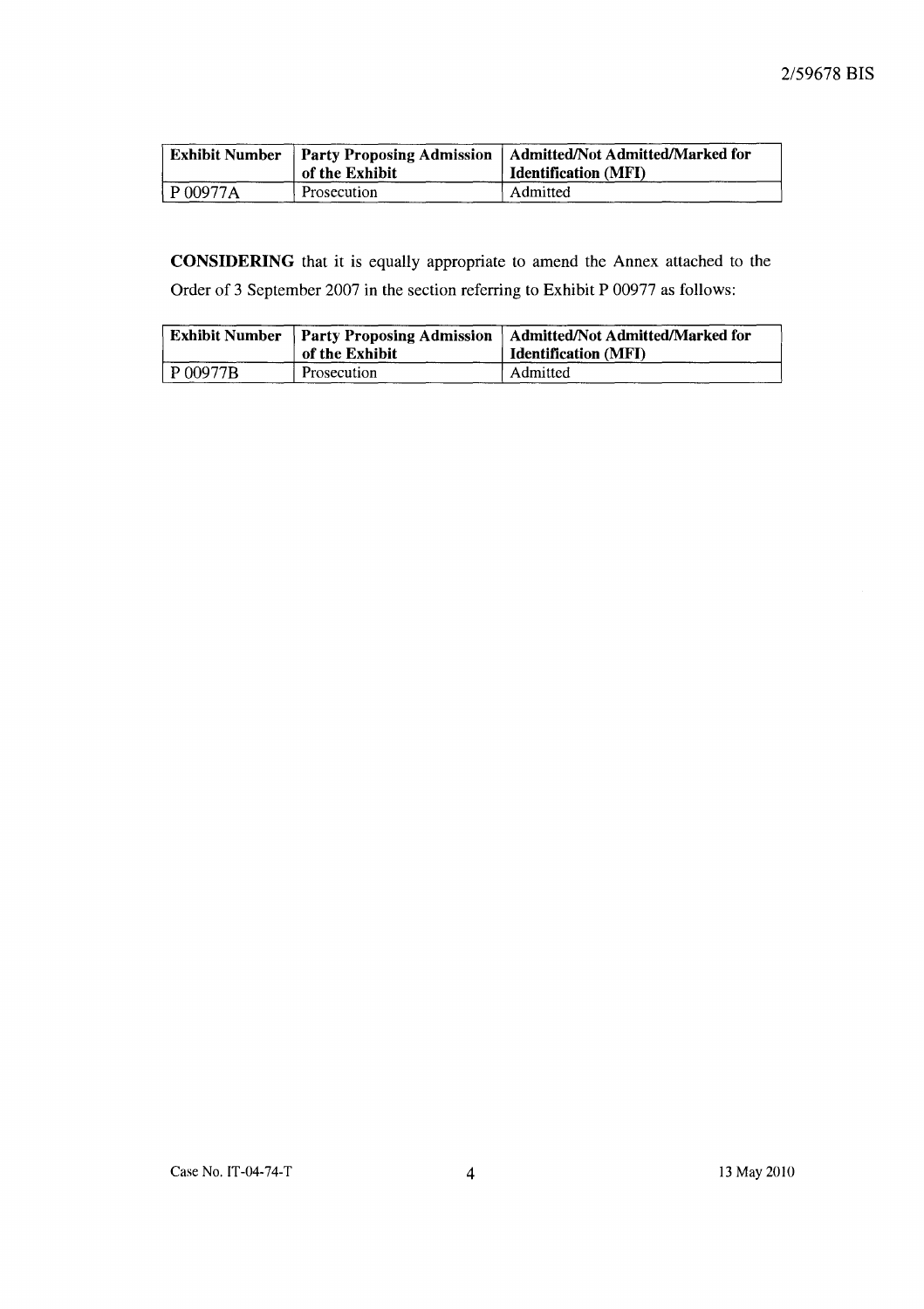| Exhibit Number | Party Proposing Admission of the Exhibit | Admitted/Not Admitted/Marked for Identification (MFI) |
| --- | --- | --- |
| P 00977A | Prosecution | Admitted |

**CONSIDERING** that it is equally appropriate to amend the Annex attached to the Order of 3 September 2007 in the section referring to Exhibit P 00977 as follows:

| Exhibit Number | Party Proposing Admission of the Exhibit | Admitted/Not Admitted/Marked for Identification (MFI) |
| --- | --- | --- |
| P 00977B | Prosecution | Admitted |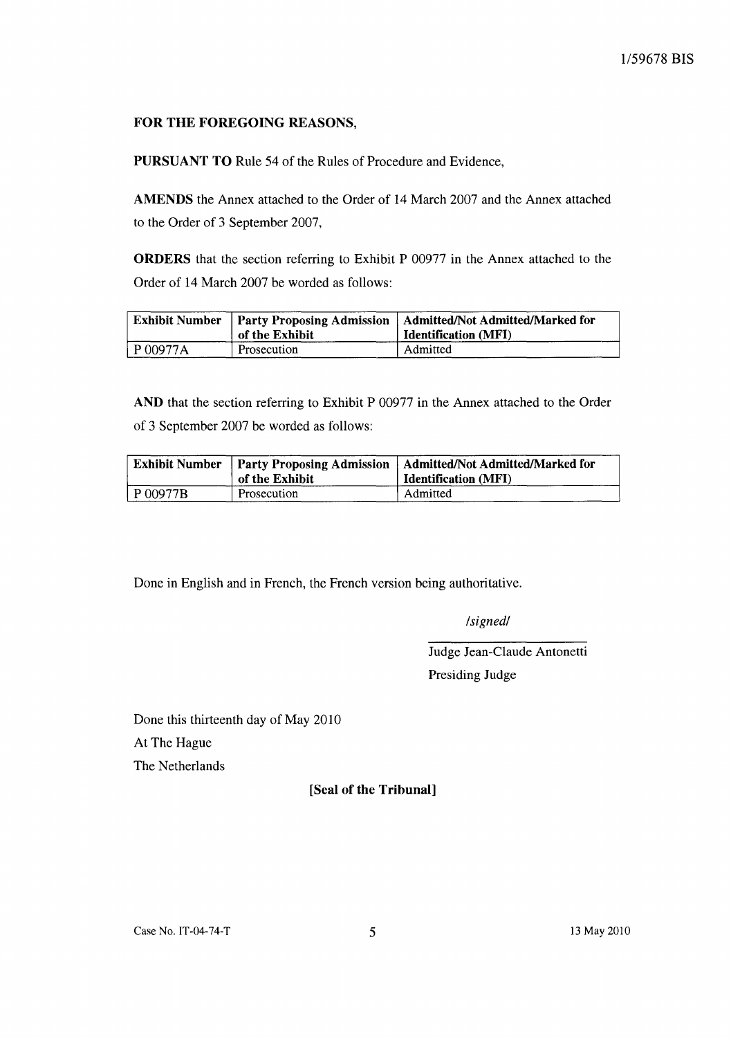**FOR THE FOREGOING REASONS,**

**PURSUANT TO** Rule 54 of the Rules of Procedure and Evidence,

**AMENDS** the Annex attached to the Order of 14 March 2007 and the Annex attached to the Order of 3 September 2007,

**ORDERS** that the section referring to Exhibit P 00977 in the Annex attached to the Order of 14 March 2007 be worded as follows:

| Exhibit Number | Party Proposing Admission of the Exhibit | Admitted/Not Admitted/Marked for Identification (MFI) |
|---|---|---|
| P 00977A | Prosecution | Admitted |

**AND** that the section referring to Exhibit P 00977 in the Annex attached to the Order of 3 September 2007 be worded as follows:

| Exhibit Number | Party Proposing Admission of the Exhibit | Admitted/Not Admitted/Marked for Identification (MFI) |
|---|---|---|
| P 00977B | Prosecution | Admitted |

Done in English and in French, the French version being authoritative.

*/signed/*

Judge Jean-Claude Antonetti

Presiding Judge

Done this thirteenth day of May 2010

At The Hague

The Netherlands

**[Seal of the Tribunal]**